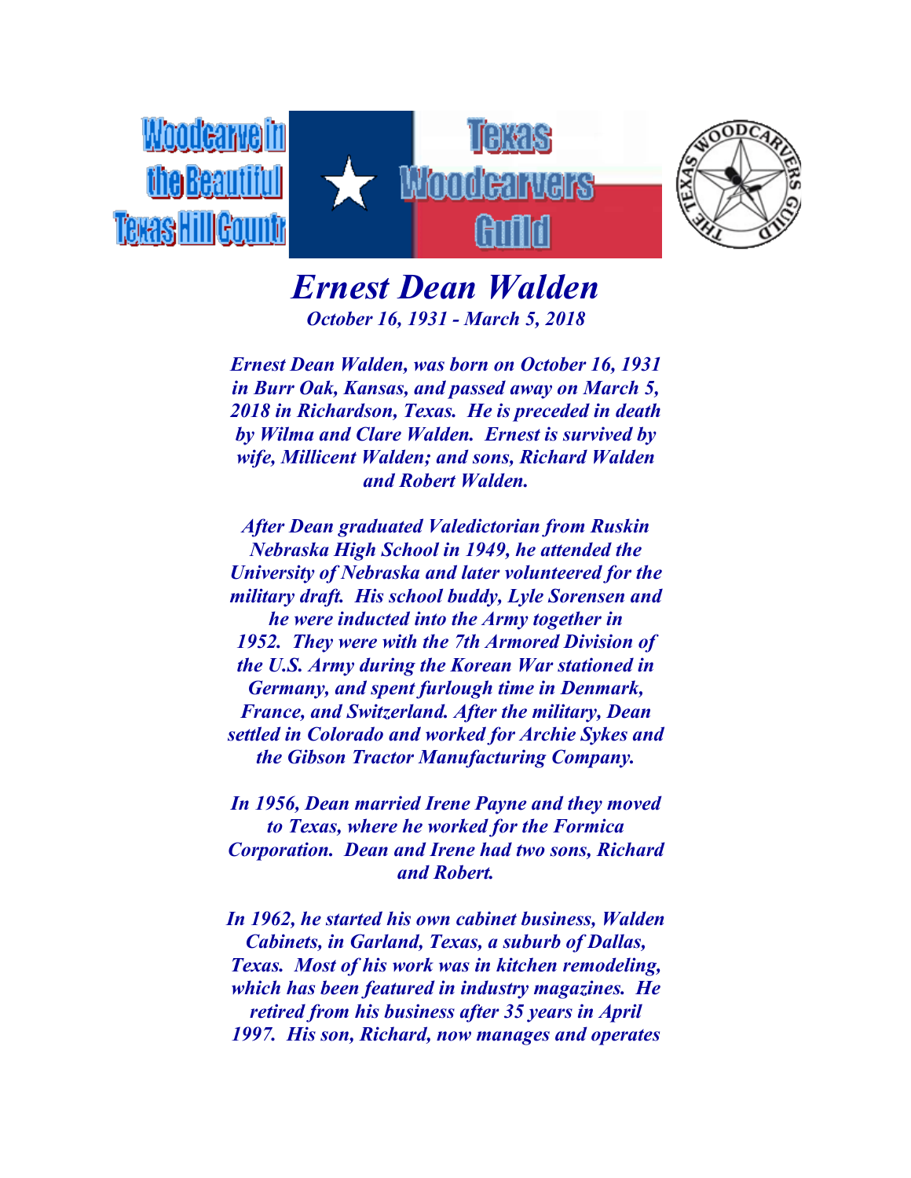Woodcarve in the Beautiful Texas Hill Country

Texas Woodcarvers Guild

# *Ernest Dean Walden*

***October 16, 1931 - March 5, 2018***

***Ernest Dean Walden, was born on October 16, 1931 in Burr Oak, Kansas, and passed away on March 5, 2018 in Richardson, Texas. He is preceded in death by Wilma and Clare Walden. Ernest is survived by wife, Millicent Walden; and sons, Richard Walden and Robert Walden.***

***After Dean graduated Valedictorian from Ruskin Nebraska High School in 1949, he attended the University of Nebraska and later volunteered for the military draft. His school buddy, Lyle Sorensen and he were inducted into the Army together in 1952. They were with the 7th Armored Division of the U.S. Army during the Korean War stationed in Germany, and spent furlough time in Denmark, France, and Switzerland. After the military, Dean settled in Colorado and worked for Archie Sykes and the Gibson Tractor Manufacturing Company.***

***In 1956, Dean married Irene Payne and they moved to Texas, where he worked for the Formica Corporation. Dean and Irene had two sons, Richard and Robert.***

***In 1962, he started his own cabinet business, Walden Cabinets, in Garland, Texas, a suburb of Dallas, Texas. Most of his work was in kitchen remodeling, which has been featured in industry magazines. He retired from his business after 35 years in April 1997. His son, Richard, now manages and operates***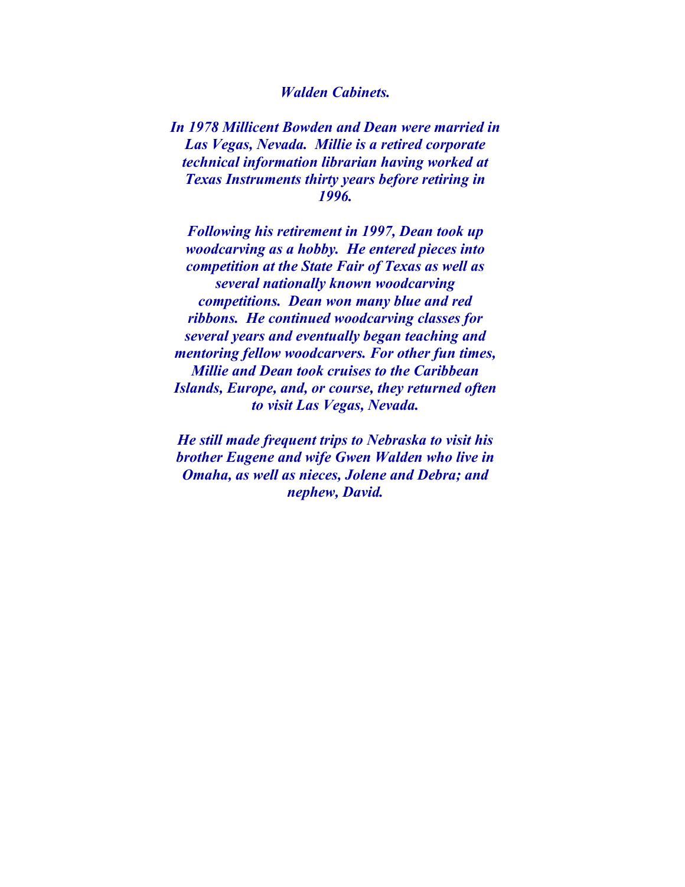***Walden Cabinets.***

***In 1978 Millicent Bowden and Dean were married in Las Vegas, Nevada. Millie is a retired corporate technical information librarian having worked at Texas Instruments thirty years before retiring in 1996.***

***Following his retirement in 1997, Dean took up woodcarving as a hobby. He entered pieces into competition at the State Fair of Texas as well as several nationally known woodcarving competitions. Dean won many blue and red ribbons. He continued woodcarving classes for several years and eventually began teaching and mentoring fellow woodcarvers. For other fun times, Millie and Dean took cruises to the Caribbean Islands, Europe, and, or course, they returned often to visit Las Vegas, Nevada.***

***He still made frequent trips to Nebraska to visit his brother Eugene and wife Gwen Walden who live in Omaha, as well as nieces, Jolene and Debra; and nephew, David.***